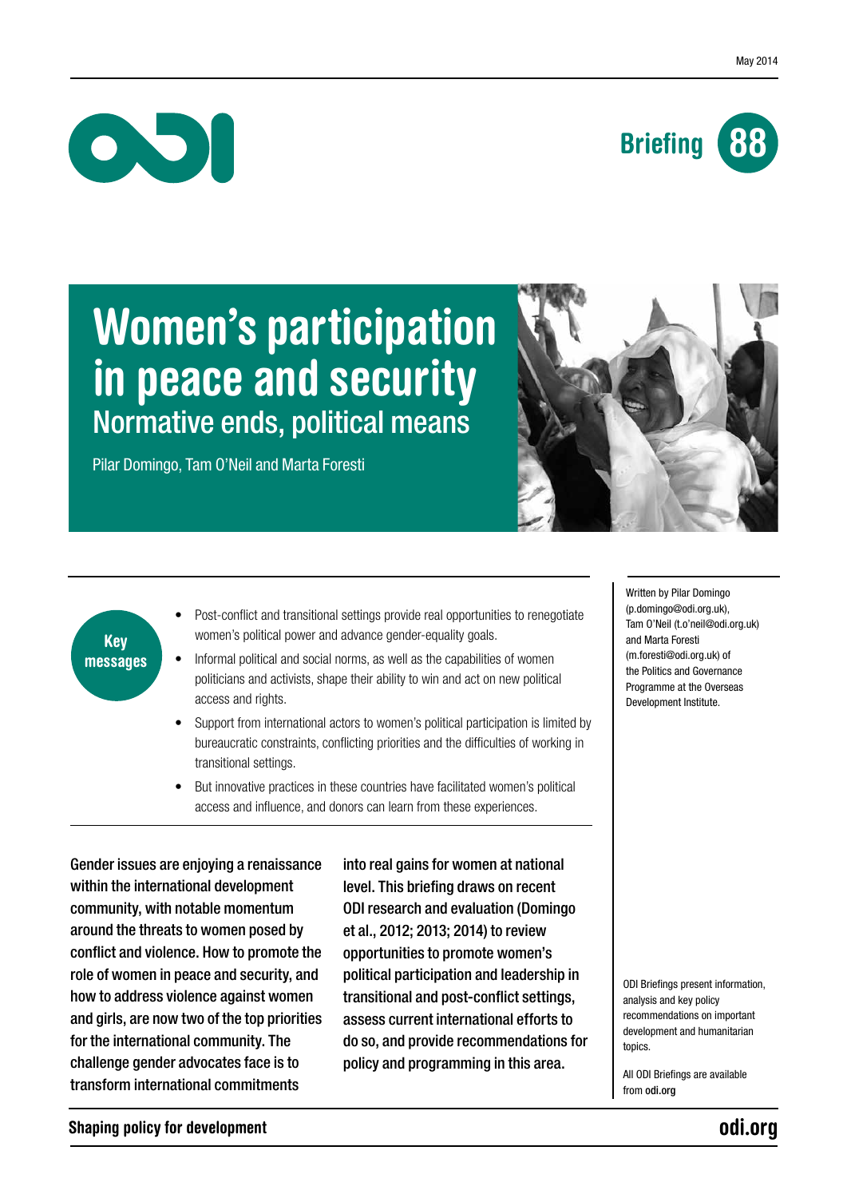May 2014

Briefing 88

# Women's participation in peace and security

## Normative ends, political means

Pilar Domingo, Tam O'Neil and Marta Foresti

**Key messages**

- Post-conflict and transitional settings provide real opportunities to renegotiate women's political power and advance gender-equality goals.
- Informal political and social norms, as well as the capabilities of women politicians and activists, shape their ability to win and act on new political access and rights.
- Support from international actors to women's political participation is limited by bureaucratic constraints, conflicting priorities and the difficulties of working in transitional settings.
- But innovative practices in these countries have facilitated women's political access and influence, and donors can learn from these experiences.

**Gender issues are enjoying a renaissance within the international development community, with notable momentum around the threats to women posed by conflict and violence. How to promote the role of women in peace and security, and how to address violence against women and girls, are now two of the top priorities for the international community. The challenge gender advocates face is to transform international commitments into real gains for women at national level. This briefing draws on recent ODI research and evaluation (Domingo et al., 2012; 2013; 2014) to review opportunities to promote women's political participation and leadership in transitional and post-conflict settings, assess current international efforts to do so, and provide recommendations for policy and programming in this area.**

Written by Pilar Domingo (p.domingo@odi.org.uk), Tam O'Neil (t.o'neil@odi.org.uk) and Marta Foresti (m.foresti@odi.org.uk) of the Politics and Governance Programme at the Overseas Development Institute.

ODI Briefings present information, analysis and key policy recommendations on important development and humanitarian topics.

All ODI Briefings are available from odi.org

Shaping policy for development

odi.org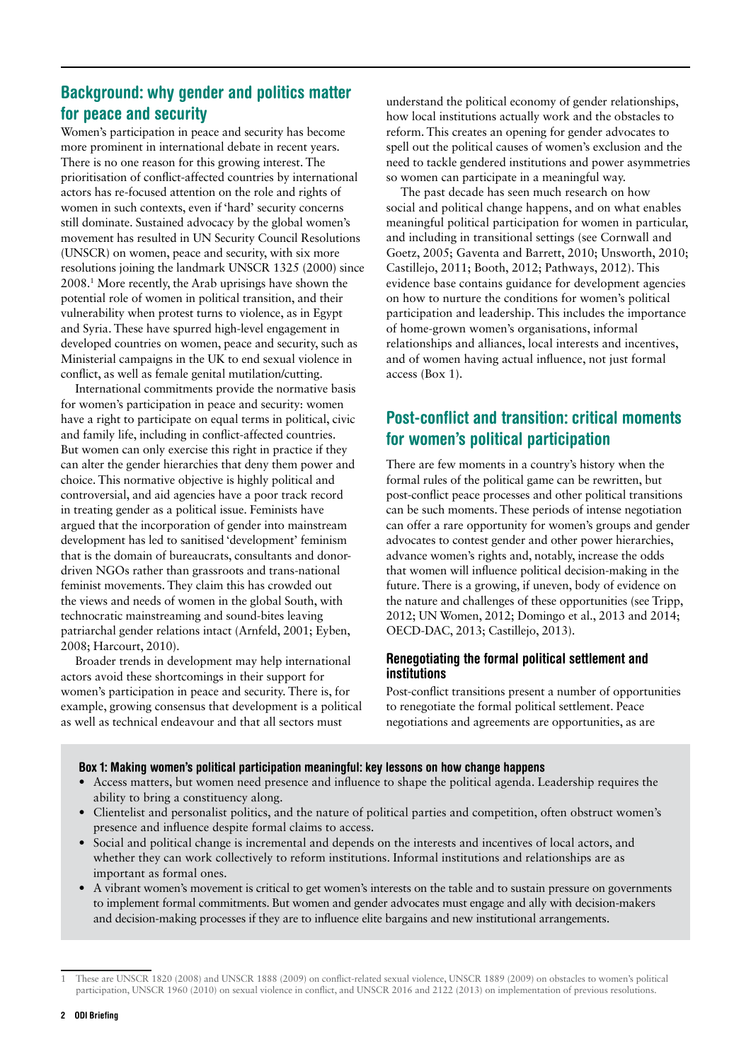## Background: why gender and politics matter for peace and security

Women's participation in peace and security has become more prominent in international debate in recent years. There is no one reason for this growing interest. The prioritisation of conflict-affected countries by international actors has re-focused attention on the role and rights of women in such contexts, even if 'hard' security concerns still dominate. Sustained advocacy by the global women's movement has resulted in UN Security Council Resolutions (UNSCR) on women, peace and security, with six more resolutions joining the landmark UNSCR 1325 (2000) since 2008.[1] More recently, the Arab uprisings have shown the potential role of women in political transition, and their vulnerability when protest turns to violence, as in Egypt and Syria. These have spurred high-level engagement in developed countries on women, peace and security, such as Ministerial campaigns in the UK to end sexual violence in conflict, as well as female genital mutilation/cutting.

International commitments provide the normative basis for women's participation in peace and security: women have a right to participate on equal terms in political, civic and family life, including in conflict-affected countries. But women can only exercise this right in practice if they can alter the gender hierarchies that deny them power and choice. This normative objective is highly political and controversial, and aid agencies have a poor track record in treating gender as a political issue. Feminists have argued that the incorporation of gender into mainstream development has led to sanitised 'development' feminism that is the domain of bureaucrats, consultants and donor-driven NGOs rather than grassroots and trans-national feminist movements. They claim this has crowded out the views and needs of women in the global South, with technocratic mainstreaming and sound-bites leaving patriarchal gender relations intact (Arnfeld, 2001; Eyben, 2008; Harcourt, 2010).

Broader trends in development may help international actors avoid these shortcomings in their support for women's participation in peace and security. There is, for example, growing consensus that development is a political as well as technical endeavour and that all sectors must understand the political economy of gender relationships, how local institutions actually work and the obstacles to reform. This creates an opening for gender advocates to spell out the political causes of women's exclusion and the need to tackle gendered institutions and power asymmetries so women can participate in a meaningful way.

The past decade has seen much research on how social and political change happens, and on what enables meaningful political participation for women in particular, and including in transitional settings (see Cornwall and Goetz, 2005; Gaventa and Barrett, 2010; Unsworth, 2010; Castillejo, 2011; Booth, 2012; Pathways, 2012). This evidence base contains guidance for development agencies on how to nurture the conditions for women's political participation and leadership. This includes the importance of home-grown women's organisations, informal relationships and alliances, local interests and incentives, and of women having actual influence, not just formal access (Box 1).

## Post-conflict and transition: critical moments for women's political participation

There are few moments in a country's history when the formal rules of the political game can be rewritten, but post-conflict peace processes and other political transitions can be such moments. These periods of intense negotiation can offer a rare opportunity for women's groups and gender advocates to contest gender and other power hierarchies, advance women's rights and, notably, increase the odds that women will influence political decision-making in the future. There is a growing, if uneven, body of evidence on the nature and challenges of these opportunities (see Tripp, 2012; UN Women, 2012; Domingo et al., 2013 and 2014; OECD-DAC, 2013; Castillejo, 2013).

### Renegotiating the formal political settlement and institutions

Post-conflict transitions present a number of opportunities to renegotiate the formal political settlement. Peace negotiations and agreements are opportunities, as are

**Box 1: Making women's political participation meaningful: key lessons on how change happens**

- Access matters, but women need presence and influence to shape the political agenda. Leadership requires the ability to bring a constituency along.
- Clientelist and personalist politics, and the nature of political parties and competition, often obstruct women's presence and influence despite formal claims to access.
- Social and political change is incremental and depends on the interests and incentives of local actors, and whether they can work collectively to reform institutions. Informal institutions and relationships are as important as formal ones.
- A vibrant women's movement is critical to get women's interests on the table and to sustain pressure on governments to implement formal commitments. But women and gender advocates must engage and ally with decision-makers and decision-making processes if they are to influence elite bargains and new institutional arrangements.

[1] These are UNSCR 1820 (2008) and UNSCR 1888 (2009) on conflict-related sexual violence, UNSCR 1889 (2009) on obstacles to women's political participation, UNSCR 1960 (2010) on sexual violence in conflict, and UNSCR 2016 and 2122 (2013) on implementation of previous resolutions.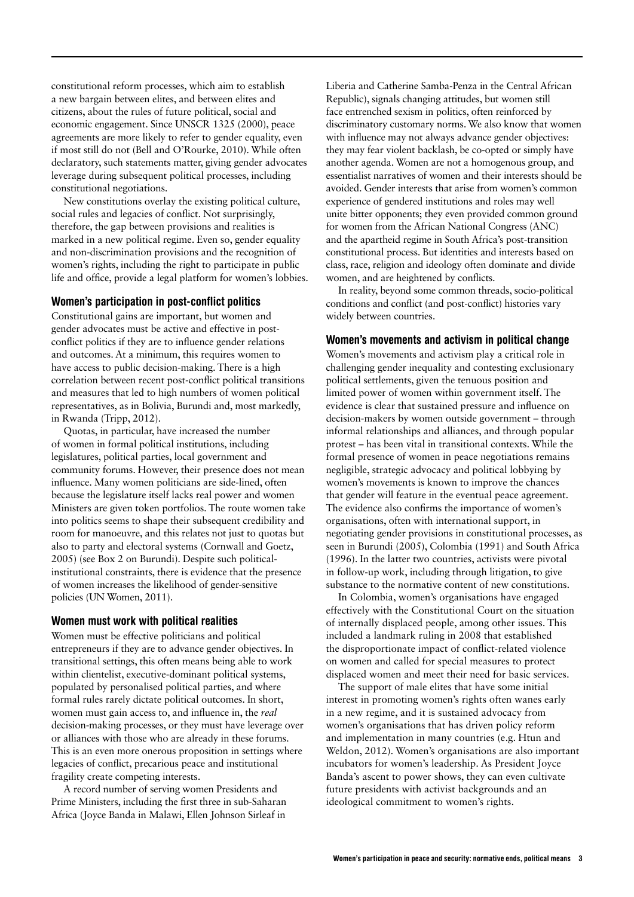constitutional reform processes, which aim to establish a new bargain between elites, and between elites and citizens, about the rules of future political, social and economic engagement. Since UNSCR 1325 (2000), peace agreements are more likely to refer to gender equality, even if most still do not (Bell and O'Rourke, 2010). While often declaratory, such statements matter, giving gender advocates leverage during subsequent political processes, including constitutional negotiations.

New constitutions overlay the existing political culture, social rules and legacies of conflict. Not surprisingly, therefore, the gap between provisions and realities is marked in a new political regime. Even so, gender equality and non-discrimination provisions and the recognition of women's rights, including the right to participate in public life and office, provide a legal platform for women's lobbies.

### Women's participation in post-conflict politics

Constitutional gains are important, but women and gender advocates must be active and effective in post-conflict politics if they are to influence gender relations and outcomes. At a minimum, this requires women to have access to public decision-making. There is a high correlation between recent post-conflict political transitions and measures that led to high numbers of women political representatives, as in Bolivia, Burundi and, most markedly, in Rwanda (Tripp, 2012).

Quotas, in particular, have increased the number of women in formal political institutions, including legislatures, political parties, local government and community forums. However, their presence does not mean influence. Many women politicians are side-lined, often because the legislature itself lacks real power and women Ministers are given token portfolios. The route women take into politics seems to shape their subsequent credibility and room for manoeuvre, and this relates not just to quotas but also to party and electoral systems (Cornwall and Goetz, 2005) (see Box 2 on Burundi). Despite such political-institutional constraints, there is evidence that the presence of women increases the likelihood of gender-sensitive policies (UN Women, 2011).

### Women must work with political realities

Women must be effective politicians and political entrepreneurs if they are to advance gender objectives. In transitional settings, this often means being able to work within clientelist, executive-dominant political systems, populated by personalised political parties, and where formal rules rarely dictate political outcomes. In short, women must gain access to, and influence in, the *real* decision-making processes, or they must have leverage over or alliances with those who are already in these forums. This is an even more onerous proposition in settings where legacies of conflict, precarious peace and institutional fragility create competing interests.

A record number of serving women Presidents and Prime Ministers, including the first three in sub-Saharan Africa (Joyce Banda in Malawi, Ellen Johnson Sirleaf in Liberia and Catherine Samba-Penza in the Central African Republic), signals changing attitudes, but women still face entrenched sexism in politics, often reinforced by discriminatory customary norms. We also know that women with influence may not always advance gender objectives: they may fear violent backlash, be co-opted or simply have another agenda. Women are not a homogenous group, and essentialist narratives of women and their interests should be avoided. Gender interests that arise from women's common experience of gendered institutions and roles may well unite bitter opponents; they even provided common ground for women from the African National Congress (ANC) and the apartheid regime in South Africa's post-transition constitutional process. But identities and interests based on class, race, religion and ideology often dominate and divide women, and are heightened by conflicts.

In reality, beyond some common threads, socio-political conditions and conflict (and post-conflict) histories vary widely between countries.

### Women's movements and activism in political change

Women's movements and activism play a critical role in challenging gender inequality and contesting exclusionary political settlements, given the tenuous position and limited power of women within government itself. The evidence is clear that sustained pressure and influence on decision-makers by women outside government – through informal relationships and alliances, and through popular protest – has been vital in transitional contexts. While the formal presence of women in peace negotiations remains negligible, strategic advocacy and political lobbying by women's movements is known to improve the chances that gender will feature in the eventual peace agreement. The evidence also confirms the importance of women's organisations, often with international support, in negotiating gender provisions in constitutional processes, as seen in Burundi (2005), Colombia (1991) and South Africa (1996). In the latter two countries, activists were pivotal in follow-up work, including through litigation, to give substance to the normative content of new constitutions.

In Colombia, women's organisations have engaged effectively with the Constitutional Court on the situation of internally displaced people, among other issues. This included a landmark ruling in 2008 that established the disproportionate impact of conflict-related violence on women and called for special measures to protect displaced women and meet their need for basic services.

The support of male elites that have some initial interest in promoting women's rights often wanes early in a new regime, and it is sustained advocacy from women's organisations that has driven policy reform and implementation in many countries (e.g. Htun and Weldon, 2012). Women's organisations are also important incubators for women's leadership. As President Joyce Banda's ascent to power shows, they can even cultivate future presidents with activist backgrounds and an ideological commitment to women's rights.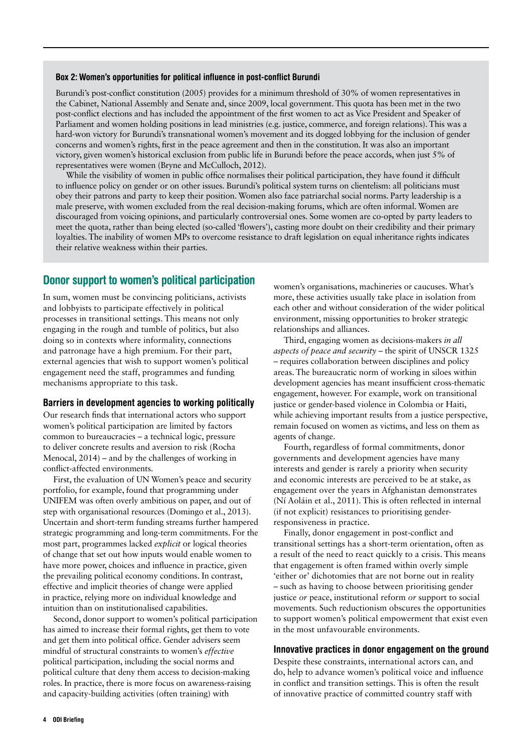**Box 2: Women's opportunities for political influence in post-conflict Burundi**

Burundi's post-conflict constitution (2005) provides for a minimum threshold of 30% of women representatives in the Cabinet, National Assembly and Senate and, since 2009, local government. This quota has been met in the two post-conflict elections and has included the appointment of the first women to act as Vice President and Speaker of Parliament and women holding positions in lead ministries (e.g. justice, commerce, and foreign relations). This was a hard-won victory for Burundi's transnational women's movement and its dogged lobbying for the inclusion of gender concerns and women's rights, first in the peace agreement and then in the constitution. It was also an important victory, given women's historical exclusion from public life in Burundi before the peace accords, when just 5% of representatives were women (Bryne and McCulloch, 2012).

While the visibility of women in public office normalises their political participation, they have found it difficult to influence policy on gender or on other issues. Burundi's political system turns on clientelism: all politicians must obey their patrons and party to keep their position. Women also face patriarchal social norms. Party leadership is a male preserve, with women excluded from the real decision-making forums, which are often informal. Women are discouraged from voicing opinions, and particularly controversial ones. Some women are co-opted by party leaders to meet the quota, rather than being elected (so-called 'flowers'), casting more doubt on their credibility and their primary loyalties. The inability of women MPs to overcome resistance to draft legislation on equal inheritance rights indicates their relative weakness within their parties.

## Donor support to women's political participation

In sum, women must be convincing politicians, activists and lobbyists to participate effectively in political processes in transitional settings. This means not only engaging in the rough and tumble of politics, but also doing so in contexts where informality, connections and patronage have a high premium. For their part, external agencies that wish to support women's political engagement need the staff, programmes and funding mechanisms appropriate to this task.

### Barriers in development agencies to working politically

Our research finds that international actors who support women's political participation are limited by factors common to bureaucracies – a technical logic, pressure to deliver concrete results and aversion to risk (Rocha Menocal, 2014) – and by the challenges of working in conflict-affected environments.

First, the evaluation of UN Women's peace and security portfolio, for example, found that programming under UNIFEM was often overly ambitious on paper, and out of step with organisational resources (Domingo et al., 2013). Uncertain and short-term funding streams further hampered strategic programming and long-term commitments. For the most part, programmes lacked *explicit* or logical theories of change that set out how inputs would enable women to have more power, choices and influence in practice, given the prevailing political economy conditions. In contrast, effective and implicit theories of change were applied in practice, relying more on individual knowledge and intuition than on institutionalised capabilities.

Second, donor support to women's political participation has aimed to increase their formal rights, get them to vote and get them into political office. Gender advisers seem mindful of structural constraints to women's *effective* political participation, including the social norms and political culture that deny them access to decision-making roles. In practice, there is more focus on awareness-raising and capacity-building activities (often training) with women's organisations, machineries or caucuses. What's more, these activities usually take place in isolation from each other and without consideration of the wider political environment, missing opportunities to broker strategic relationships and alliances.

Third, engaging women as decisions-makers *in all aspects of peace and security* – the spirit of UNSCR 1325 – requires collaboration between disciplines and policy areas. The bureaucratic norm of working in siloes within development agencies has meant insufficient cross-thematic engagement, however. For example, work on transitional justice or gender-based violence in Colombia or Haiti, while achieving important results from a justice perspective, remain focused on women as victims, and less on them as agents of change.

Fourth, regardless of formal commitments, donor governments and development agencies have many interests and gender is rarely a priority when security and economic interests are perceived to be at stake, as engagement over the years in Afghanistan demonstrates (Ní Aoláin et al., 2011). This is often reflected in internal (if not explicit) resistances to prioritising gender-responsiveness in practice.

Finally, donor engagement in post-conflict and transitional settings has a short-term orientation, often as a result of the need to react quickly to a crisis. This means that engagement is often framed within overly simple 'either or' dichotomies that are not borne out in reality – such as having to choose between prioritising gender justice *or* peace, institutional reform *or* support to social movements. Such reductionism obscures the opportunities to support women's political empowerment that exist even in the most unfavourable environments.

### Innovative practices in donor engagement on the ground

Despite these constraints, international actors can, and do, help to advance women's political voice and influence in conflict and transition settings. This is often the result of innovative practice of committed country staff with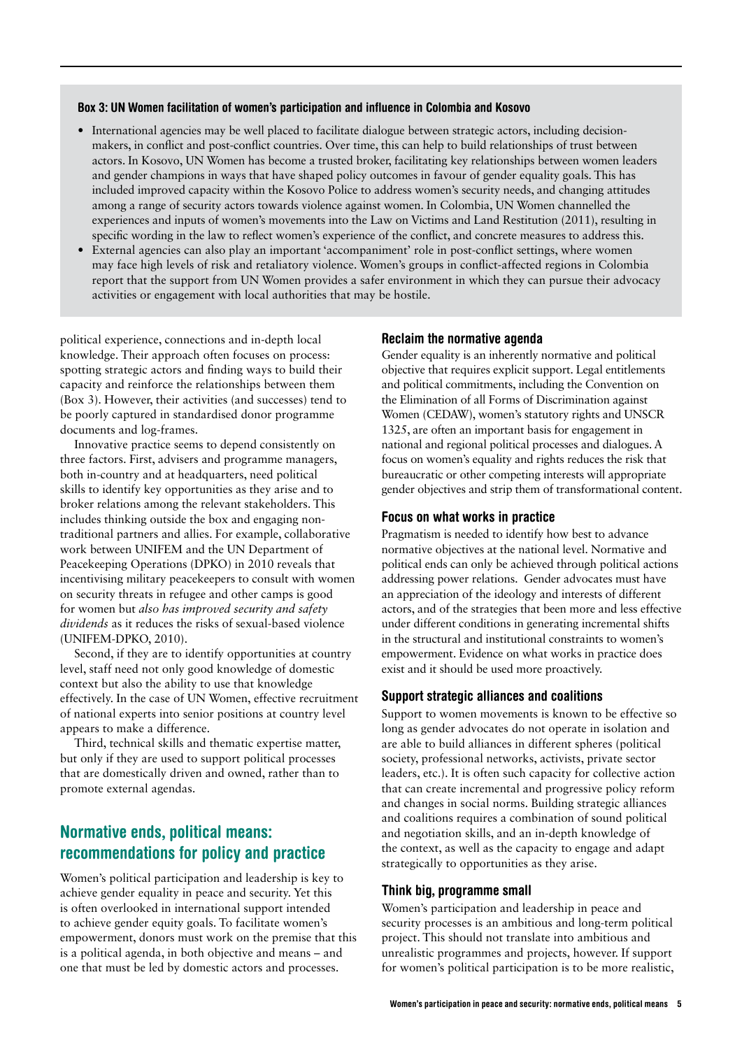**Box 3: UN Women facilitation of women's participation and influence in Colombia and Kosovo**

- International agencies may be well placed to facilitate dialogue between strategic actors, including decision-makers, in conflict and post-conflict countries. Over time, this can help to build relationships of trust between actors. In Kosovo, UN Women has become a trusted broker, facilitating key relationships between women leaders and gender champions in ways that have shaped policy outcomes in favour of gender equality goals. This has included improved capacity within the Kosovo Police to address women's security needs, and changing attitudes among a range of security actors towards violence against women. In Colombia, UN Women channelled the experiences and inputs of women's movements into the Law on Victims and Land Restitution (2011), resulting in specific wording in the law to reflect women's experience of the conflict, and concrete measures to address this.
- External agencies can also play an important 'accompaniment' role in post-conflict settings, where women may face high levels of risk and retaliatory violence. Women's groups in conflict-affected regions in Colombia report that the support from UN Women provides a safer environment in which they can pursue their advocacy activities or engagement with local authorities that may be hostile.

political experience, connections and in-depth local knowledge. Their approach often focuses on process: spotting strategic actors and finding ways to build their capacity and reinforce the relationships between them (Box 3). However, their activities (and successes) tend to be poorly captured in standardised donor programme documents and log-frames.

Innovative practice seems to depend consistently on three factors. First, advisers and programme managers, both in-country and at headquarters, need political skills to identify key opportunities as they arise and to broker relations among the relevant stakeholders. This includes thinking outside the box and engaging non-traditional partners and allies. For example, collaborative work between UNIFEM and the UN Department of Peacekeeping Operations (DPKO) in 2010 reveals that incentivising military peacekeepers to consult with women on security threats in refugee and other camps is good for women but *also has improved security and safety dividends* as it reduces the risks of sexual-based violence (UNIFEM-DPKO, 2010).

Second, if they are to identify opportunities at country level, staff need not only good knowledge of domestic context but also the ability to use that knowledge effectively. In the case of UN Women, effective recruitment of national experts into senior positions at country level appears to make a difference.

Third, technical skills and thematic expertise matter, but only if they are used to support political processes that are domestically driven and owned, rather than to promote external agendas.

## Normative ends, political means: recommendations for policy and practice

Women's political participation and leadership is key to achieve gender equality in peace and security. Yet this is often overlooked in international support intended to achieve gender equity goals. To facilitate women's empowerment, donors must work on the premise that this is a political agenda, in both objective and means – and one that must be led by domestic actors and processes.

### Reclaim the normative agenda

Gender equality is an inherently normative and political objective that requires explicit support. Legal entitlements and political commitments, including the Convention on the Elimination of all Forms of Discrimination against Women (CEDAW), women's statutory rights and UNSCR 1325, are often an important basis for engagement in national and regional political processes and dialogues. A focus on women's equality and rights reduces the risk that bureaucratic or other competing interests will appropriate gender objectives and strip them of transformational content.

### Focus on what works in practice

Pragmatism is needed to identify how best to advance normative objectives at the national level. Normative and political ends can only be achieved through political actions addressing power relations. Gender advocates must have an appreciation of the ideology and interests of different actors, and of the strategies that been more and less effective under different conditions in generating incremental shifts in the structural and institutional constraints to women's empowerment. Evidence on what works in practice does exist and it should be used more proactively.

### Support strategic alliances and coalitions

Support to women movements is known to be effective so long as gender advocates do not operate in isolation and are able to build alliances in different spheres (political society, professional networks, activists, private sector leaders, etc.). It is often such capacity for collective action that can create incremental and progressive policy reform and changes in social norms. Building strategic alliances and coalitions requires a combination of sound political and negotiation skills, and an in-depth knowledge of the context, as well as the capacity to engage and adapt strategically to opportunities as they arise.

### Think big, programme small

Women's participation and leadership in peace and security processes is an ambitious and long-term political project. This should not translate into ambitious and unrealistic programmes and projects, however. If support for women's political participation is to be more realistic,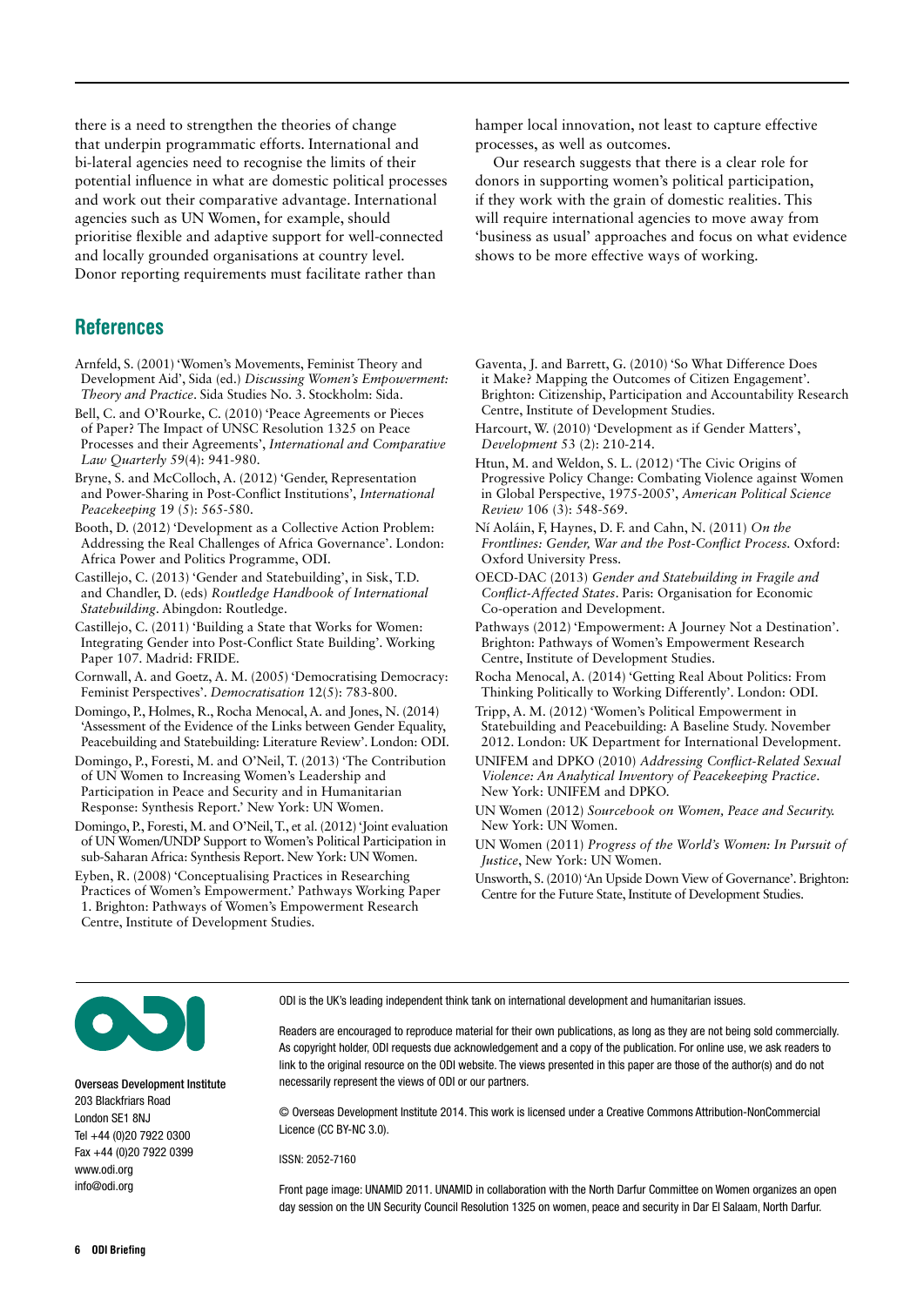there is a need to strengthen the theories of change that underpin programmatic efforts. International and bi-lateral agencies need to recognise the limits of their potential influence in what are domestic political processes and work out their comparative advantage. International agencies such as UN Women, for example, should prioritise flexible and adaptive support for well-connected and locally grounded organisations at country level. Donor reporting requirements must facilitate rather than hamper local innovation, not least to capture effective processes, as well as outcomes.

Our research suggests that there is a clear role for donors in supporting women's political participation, if they work with the grain of domestic realities. This will require international agencies to move away from 'business as usual' approaches and focus on what evidence shows to be more effective ways of working.

## References

Arnfeld, S. (2001) 'Women's Movements, Feminist Theory and Development Aid', Sida (ed.) *Discussing Women's Empowerment: Theory and Practice*. Sida Studies No. 3. Stockholm: Sida.

Bell, C. and O'Rourke, C. (2010) 'Peace Agreements or Pieces of Paper? The Impact of UNSC Resolution 1325 on Peace Processes and their Agreements', *International and Comparative Law Quarterly* 59(4): 941-980.

Bryne, S. and McColloch, A. (2012) 'Gender, Representation and Power-Sharing in Post-Conflict Institutions', *International Peacekeeping* 19 (5): 565-580.

Booth, D. (2012) 'Development as a Collective Action Problem: Addressing the Real Challenges of Africa Governance'. London: Africa Power and Politics Programme, ODI.

Castillejo, C. (2013) 'Gender and Statebuilding', in Sisk, T.D. and Chandler, D. (eds) *Routledge Handbook of International Statebuilding*. Abingdon: Routledge.

Castillejo, C. (2011) 'Building a State that Works for Women: Integrating Gender into Post-Conflict State Building'. Working Paper 107. Madrid: FRIDE.

Cornwall, A. and Goetz, A. M. (2005) 'Democratising Democracy: Feminist Perspectives'. *Democratisation* 12(5): 783-800.

Domingo, P., Holmes, R., Rocha Menocal, A. and Jones, N. (2014) 'Assessment of the Evidence of the Links between Gender Equality, Peacebuilding and Statebuilding: Literature Review'. London: ODI.

Domingo, P., Foresti, M. and O'Neil, T. (2013) 'The Contribution of UN Women to Increasing Women's Leadership and Participation in Peace and Security and in Humanitarian Response: Synthesis Report.' New York: UN Women.

Domingo, P., Foresti, M. and O'Neil, T., et al. (2012) 'Joint evaluation of UN Women/UNDP Support to Women's Political Participation in sub-Saharan Africa: Synthesis Report. New York: UN Women.

Eyben, R. (2008) 'Conceptualising Practices in Researching Practices of Women's Empowerment.' Pathways Working Paper 1. Brighton: Pathways of Women's Empowerment Research Centre, Institute of Development Studies.

Gaventa, J. and Barrett, G. (2010) 'So What Difference Does it Make? Mapping the Outcomes of Citizen Engagement'. Brighton: Citizenship, Participation and Accountability Research Centre, Institute of Development Studies.

Harcourt, W. (2010) 'Development as if Gender Matters', *Development* 53 (2): 210-214.

Htun, M. and Weldon, S. L. (2012) 'The Civic Origins of Progressive Policy Change: Combating Violence against Women in Global Perspective, 1975-2005', *American Political Science Review* 106 (3): 548-569.

Ní Aoláin, F, Haynes, D. F. and Cahn, N. (2011) *On the Frontlines: Gender, War and the Post-Conflict Process.* Oxford: Oxford University Press.

OECD-DAC (2013) *Gender and Statebuilding in Fragile and Conflict-Affected States*. Paris: Organisation for Economic Co-operation and Development.

Pathways (2012) 'Empowerment: A Journey Not a Destination'. Brighton: Pathways of Women's Empowerment Research Centre, Institute of Development Studies.

Rocha Menocal, A. (2014) 'Getting Real About Politics: From Thinking Politically to Working Differently'. London: ODI.

Tripp, A. M. (2012) 'Women's Political Empowerment in Statebuilding and Peacebuilding: A Baseline Study. November 2012. London: UK Department for International Development.

UNIFEM and DPKO (2010) *Addressing Conflict-Related Sexual Violence: An Analytical Inventory of Peacekeeping Practice*. New York: UNIFEM and DPKO.

UN Women (2012) *Sourcebook on Women, Peace and Security.* New York: UN Women.

UN Women (2011) *Progress of the World's Women: In Pursuit of Justice*, New York: UN Women.

Unsworth, S. (2010) 'An Upside Down View of Governance'. Brighton: Centre for the Future State, Institute of Development Studies.

**Overseas Development Institute**
203 Blackfriars Road
London SE1 8NJ
Tel +44 (0)20 7922 0300
Fax +44 (0)20 7922 0399
www.odi.org
info@odi.org

ODI is the UK's leading independent think tank on international development and humanitarian issues.

Readers are encouraged to reproduce material for their own publications, as long as they are not being sold commercially. As copyright holder, ODI requests due acknowledgement and a copy of the publication. For online use, we ask readers to link to the original resource on the ODI website. The views presented in this paper are those of the author(s) and do not necessarily represent the views of ODI or our partners.

© Overseas Development Institute 2014. This work is licensed under a Creative Commons Attribution-NonCommercial Licence (CC BY-NC 3.0).

ISSN: 2052-7160

Front page image: UNAMID 2011. UNAMID in collaboration with the North Darfur Committee on Women organizes an open day session on the UN Security Council Resolution 1325 on women, peace and security in Dar El Salaam, North Darfur.